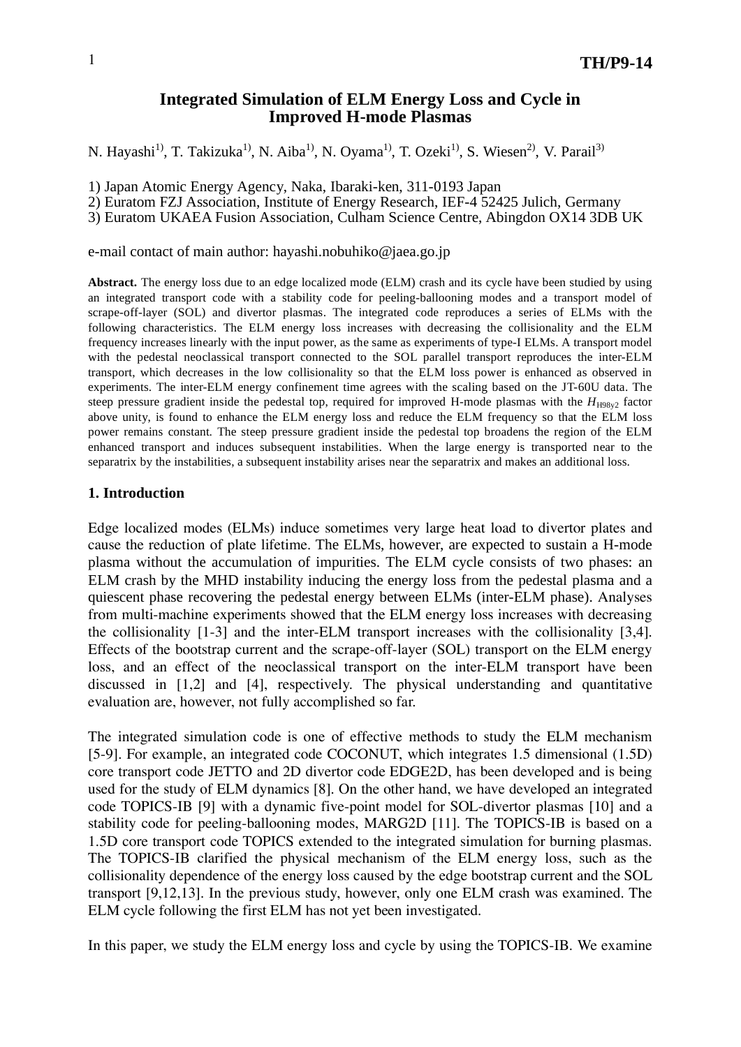# Integrated Simulation of ELM Energy Loss and Cycle in Improved H-mode Plasmas

N. Hayashi[1], T. Takizuka[1], N. Aiba[1], N. Oyama[1], T. Ozeki[1], S. Wiesen[2], V. Parail[3]

1) Japan Atomic Energy Agency, Naka, Ibaraki-ken, 311-0193 Japan
2) Euratom FZJ Association, Institute of Energy Research, IEF-4 52425 Julich, Germany
3) Euratom UKAEA Fusion Association, Culham Science Centre, Abingdon OX14 3DB UK

e-mail contact of main author: hayashi.nobuhiko@jaea.go.jp

**Abstract.** The energy loss due to an edge localized mode (ELM) crash and its cycle have been studied by using an integrated transport code with a stability code for peeling-ballooning modes and a transport model of scrape-off-layer (SOL) and divertor plasmas. The integrated code reproduces a series of ELMs with the following characteristics. The ELM energy loss increases with decreasing the collisionality and the ELM frequency increases linearly with the input power, as the same as experiments of type-I ELMs. A transport model with the pedestal neoclassical transport connected to the SOL parallel transport reproduces the inter-ELM transport, which decreases in the low collisionality so that the ELM loss power is enhanced as observed in experiments. The inter-ELM energy confinement time agrees with the scaling based on the JT-60U data. The steep pressure gradient inside the pedestal top, required for improved H-mode plasmas with the $H_{H98y2}$ factor above unity, is found to enhance the ELM energy loss and reduce the ELM frequency so that the ELM loss power remains constant. The steep pressure gradient inside the pedestal top broadens the region of the ELM enhanced transport and induces subsequent instabilities. When the large energy is transported near to the separatrix by the instabilities, a subsequent instability arises near the separatrix and makes an additional loss.

## 1. Introduction

Edge localized modes (ELMs) induce sometimes very large heat load to divertor plates and cause the reduction of plate lifetime. The ELMs, however, are expected to sustain a H-mode plasma without the accumulation of impurities. The ELM cycle consists of two phases: an ELM crash by the MHD instability inducing the energy loss from the pedestal plasma and a quiescent phase recovering the pedestal energy between ELMs (inter-ELM phase). Analyses from multi-machine experiments showed that the ELM energy loss increases with decreasing the collisionality [1-3] and the inter-ELM transport increases with the collisionality [3,4]. Effects of the bootstrap current and the scrape-off-layer (SOL) transport on the ELM energy loss, and an effect of the neoclassical transport on the inter-ELM transport have been discussed in [1,2] and [4], respectively. The physical understanding and quantitative evaluation are, however, not fully accomplished so far.

The integrated simulation code is one of effective methods to study the ELM mechanism [5-9]. For example, an integrated code COCONUT, which integrates 1.5 dimensional (1.5D) core transport code JETTO and 2D divertor code EDGE2D, has been developed and is being used for the study of ELM dynamics [8]. On the other hand, we have developed an integrated code TOPICS-IB [9] with a dynamic five-point model for SOL-divertor plasmas [10] and a stability code for peeling-ballooning modes, MARG2D [11]. The TOPICS-IB is based on a 1.5D core transport code TOPICS extended to the integrated simulation for burning plasmas. The TOPICS-IB clarified the physical mechanism of the ELM energy loss, such as the collisionality dependence of the energy loss caused by the edge bootstrap current and the SOL transport [9,12,13]. In the previous study, however, only one ELM crash was examined. The ELM cycle following the first ELM has not yet been investigated.

In this paper, we study the ELM energy loss and cycle by using the TOPICS-IB. We examine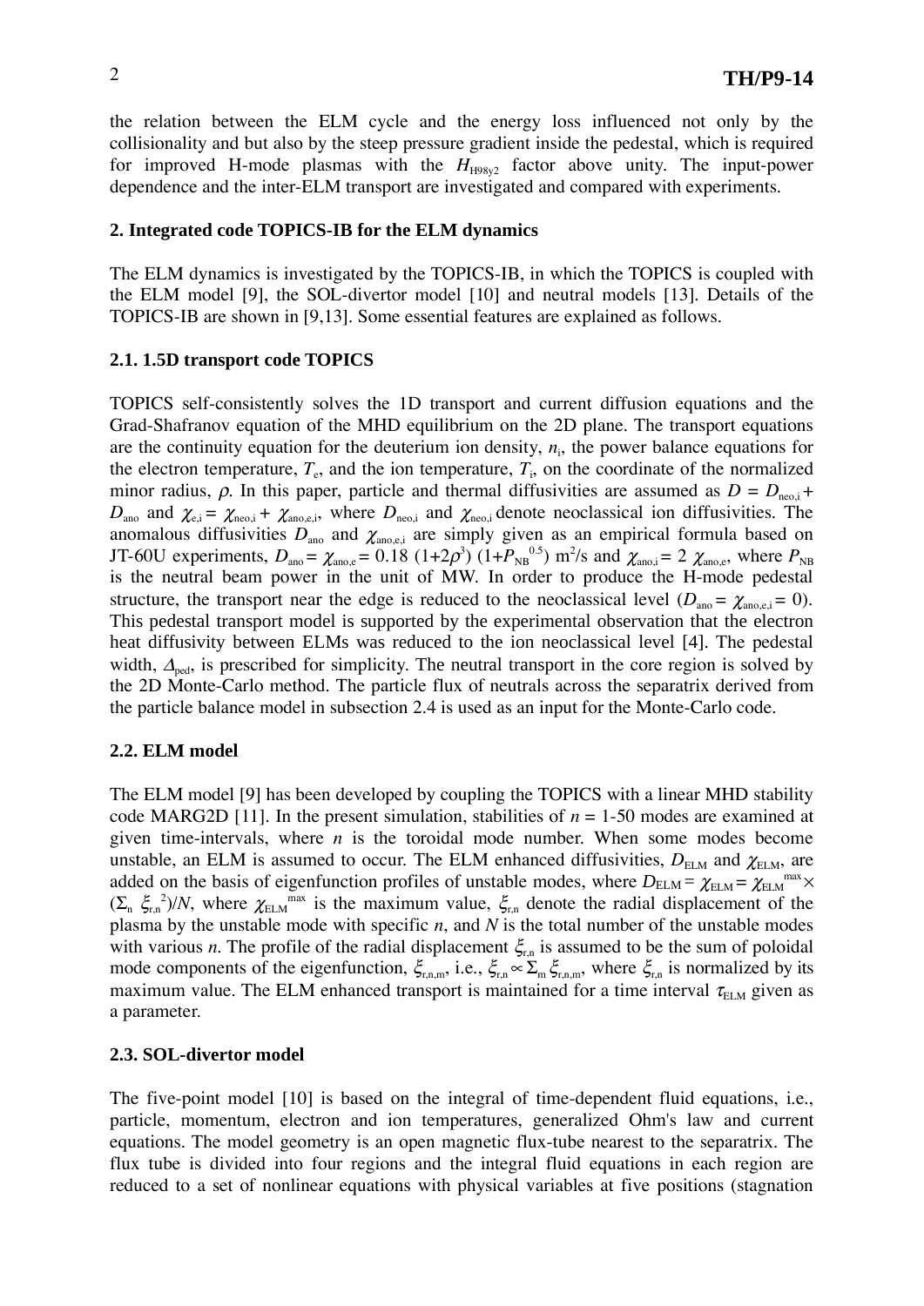the relation between the ELM cycle and the energy loss influenced not only by the collisionality and but also by the steep pressure gradient inside the pedestal, which is required for improved H-mode plasmas with the $H_{H98y2}$ factor above unity. The input-power dependence and the inter-ELM transport are investigated and compared with experiments.

## 2. Integrated code TOPICS-IB for the ELM dynamics

The ELM dynamics is investigated by the TOPICS-IB, in which the TOPICS is coupled with the ELM model [9], the SOL-divertor model [10] and neutral models [13]. Details of the TOPICS-IB are shown in [9,13]. Some essential features are explained as follows.

### 2.1. 1.5D transport code TOPICS

TOPICS self-consistently solves the 1D transport and current diffusion equations and the Grad-Shafranov equation of the MHD equilibrium on the 2D plane. The transport equations are the continuity equation for the deuterium ion density, $n_i$, the power balance equations for the electron temperature, $T_e$, and the ion temperature, $T_i$, on the coordinate of the normalized minor radius, $\rho$. In this paper, particle and thermal diffusivities are assumed as $D = D_{neo,i} + D_{ano}$ and $\chi_{e,i} = \chi_{neo,i} + \chi_{ano,e,i}$, where $D_{neo,i}$ and $\chi_{neo,i}$ denote neoclassical ion diffusivities. The anomalous diffusivities $D_{ano}$ and $\chi_{ano,e,i}$ are simply given as an empirical formula based on JT-60U experiments, $D_{ano} = \chi_{ano,e} = 0.18\ (1+2\rho^3)\ (1+P_{NB}^{0.5})$ m$^2$/s and $\chi_{ano,i} = 2\ \chi_{ano,e}$, where $P_{NB}$ is the neutral beam power in the unit of MW. In order to produce the H-mode pedestal structure, the transport near the edge is reduced to the neoclassical level ($D_{ano} = \chi_{ano,e,i} = 0$). This pedestal transport model is supported by the experimental observation that the electron heat diffusivity between ELMs was reduced to the ion neoclassical level [4]. The pedestal width, $\Delta_{ped}$, is prescribed for simplicity. The neutral transport in the core region is solved by the 2D Monte-Carlo method. The particle flux of neutrals across the separatrix derived from the particle balance model in subsection 2.4 is used as an input for the Monte-Carlo code.

### 2.2. ELM model

The ELM model [9] has been developed by coupling the TOPICS with a linear MHD stability code MARG2D [11]. In the present simulation, stabilities of $n$ = 1-50 modes are examined at given time-intervals, where $n$ is the toroidal mode number. When some modes become unstable, an ELM is assumed to occur. The ELM enhanced diffusivities, $D_{ELM}$ and $\chi_{ELM}$, are added on the basis of eigenfunction profiles of unstable modes, where $D_{ELM} = \chi_{ELM} = \chi_{ELM}^{max} \times (\Sigma_n\ \xi_{r,n}^2)/N$, where $\chi_{ELM}^{max}$ is the maximum value, $\xi_{r,n}$ denote the radial displacement of the plasma by the unstable mode with specific $n$, and $N$ is the total number of the unstable modes with various $n$. The profile of the radial displacement $\xi_{r,n}$ is assumed to be the sum of poloidal mode components of the eigenfunction, $\xi_{r,n,m}$, i.e., $\xi_{r,n} \propto \Sigma_m\ \xi_{r,n,m}$, where $\xi_{r,n}$ is normalized by its maximum value. The ELM enhanced transport is maintained for a time interval $\tau_{ELM}$ given as a parameter.

### 2.3. SOL-divertor model

The five-point model [10] is based on the integral of time-dependent fluid equations, i.e., particle, momentum, electron and ion temperatures, generalized Ohm's law and current equations. The model geometry is an open magnetic flux-tube nearest to the separatrix. The flux tube is divided into four regions and the integral fluid equations in each region are reduced to a set of nonlinear equations with physical variables at five positions (stagnation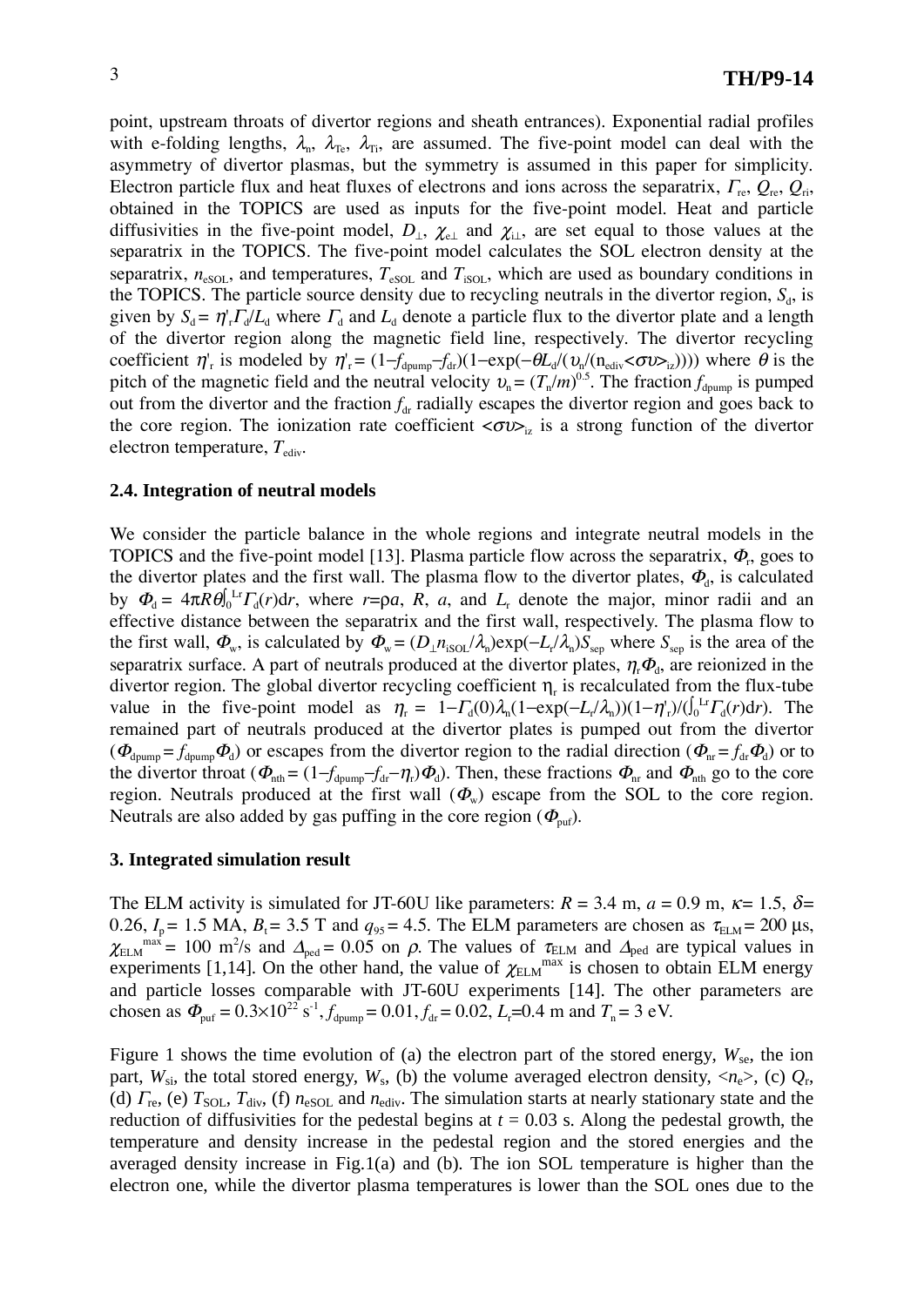point, upstream throats of divertor regions and sheath entrances). Exponential radial profiles with e-folding lengths, $\lambda_n$, $\lambda_{Te}$, $\lambda_{Ti}$, are assumed. The five-point model can deal with the asymmetry of divertor plasmas, but the symmetry is assumed in this paper for simplicity. Electron particle flux and heat fluxes of electrons and ions across the separatrix, $\Gamma_{re}$, $Q_{re}$, $Q_{ri}$, obtained in the TOPICS are used as inputs for the five-point model. Heat and particle diffusivities in the five-point model, $D_\perp$, $\chi_{e\perp}$ and $\chi_{i\perp}$, are set equal to those values at the separatrix in the TOPICS. The five-point model calculates the SOL electron density at the separatrix, $n_{eSOL}$, and temperatures, $T_{eSOL}$ and $T_{iSOL}$, which are used as boundary conditions in the TOPICS. The particle source density due to recycling neutrals in the divertor region, $S_d$, is given by $S_d = \eta'_r \Gamma_d / L_d$ where $\Gamma_d$ and $L_d$ denote a particle flux to the divertor plate and a length of the divertor region along the magnetic field line, respectively. The divertor recycling coefficient $\eta'_r$ is modeled by $\eta'_r = (1-f_{dpump}-f_{dr})(1-\exp(-\theta L_d/(\upsilon_n/(n_{ediv}<\sigma\upsilon>_{iz}))))$ where $\theta$ is the pitch of the magnetic field and the neutral velocity $\upsilon_n = (T_n/m)^{0.5}$. The fraction $f_{dpump}$ is pumped out from the divertor and the fraction $f_{dr}$ radially escapes the divertor region and goes back to the core region. The ionization rate coefficient $<\sigma\upsilon>_{iz}$ is a strong function of the divertor electron temperature, $T_{ediv}$.

### 2.4. Integration of neutral models

We consider the particle balance in the whole regions and integrate neutral models in the TOPICS and the five-point model [13]. Plasma particle flow across the separatrix, $\Phi_r$, goes to the divertor plates and the first wall. The plasma flow to the divertor plates, $\Phi_d$, is calculated by $\Phi_d = 4\pi R\theta\int_0^{Lr}\Gamma_d(r)\mathrm{d}r$, where $r=\rho a$, $R$, $a$, and $L_r$ denote the major, minor radii and an effective distance between the separatrix and the first wall, respectively. The plasma flow to the first wall, $\Phi_w$, is calculated by $\Phi_w = (D_\perp n_{iSOL}/\lambda_n)\exp(-L_r/\lambda_n)S_{sep}$ where $S_{sep}$ is the area of the separatrix surface. A part of neutrals produced at the divertor plates, $\eta_r\Phi_d$, are reionized in the divertor region. The global divertor recycling coefficient $\eta_r$ is recalculated from the flux-tube value in the five-point model as $\eta_r = 1-\Gamma_d(0)\lambda_n(1-\exp(-L_r/\lambda_n))(1-\eta'_r)/(\int_0^{Lr}\Gamma_d(r)\mathrm{d}r)$. The remained part of neutrals produced at the divertor plates is pumped out from the divertor ($\Phi_{dpump} = f_{dpump}\Phi_d$) or escapes from the divertor region to the radial direction ($\Phi_{nr} = f_{dr}\Phi_d$) or to the divertor throat ($\Phi_{nth} = (1-f_{dpump}-f_{dr}-\eta_r)\Phi_d$). Then, these fractions $\Phi_{nr}$ and $\Phi_{nth}$ go to the core region. Neutrals produced at the first wall ($\Phi_w$) escape from the SOL to the core region. Neutrals are also added by gas puffing in the core region ($\Phi_{puf}$).

## 3. Integrated simulation result

The ELM activity is simulated for JT-60U like parameters: $R$ = 3.4 m, $a$ = 0.9 m, $\kappa$= 1.5, $\delta$= 0.26, $I_p$ = 1.5 MA, $B_t$ = 3.5 T and $q_{95}$ = 4.5. The ELM parameters are chosen as $\tau_{ELM}$ = 200 μs, $\chi_{ELM}^{max}$ = 100 m$^2$/s and $\Delta_{ped}$ = 0.05 on $\rho$. The values of $\tau_{ELM}$ and $\Delta_{ped}$ are typical values in experiments [1,14]. On the other hand, the value of $\chi_{ELM}^{max}$ is chosen to obtain ELM energy and particle losses comparable with JT-60U experiments [14]. The other parameters are chosen as $\Phi_{puf} = 0.3\times10^{22}$ s$^{-1}$, $f_{dpump}$ = 0.01, $f_{dr}$ = 0.02, $L_r$=0.4 m and $T_n$ = 3 eV.

Figure 1 shows the time evolution of (a) the electron part of the stored energy, $W_{se}$, the ion part, $W_{si}$, the total stored energy, $W_s$, (b) the volume averaged electron density, $<n_e>$, (c) $Q_r$, (d) $\Gamma_{re}$, (e) $T_{SOL}$, $T_{div}$, (f) $n_{eSOL}$ and $n_{ediv}$. The simulation starts at nearly stationary state and the reduction of diffusivities for the pedestal begins at $t$ = 0.03 s. Along the pedestal growth, the temperature and density increase in the pedestal region and the stored energies and the averaged density increase in Fig.1(a) and (b). The ion SOL temperature is higher than the electron one, while the divertor plasma temperatures is lower than the SOL ones due to the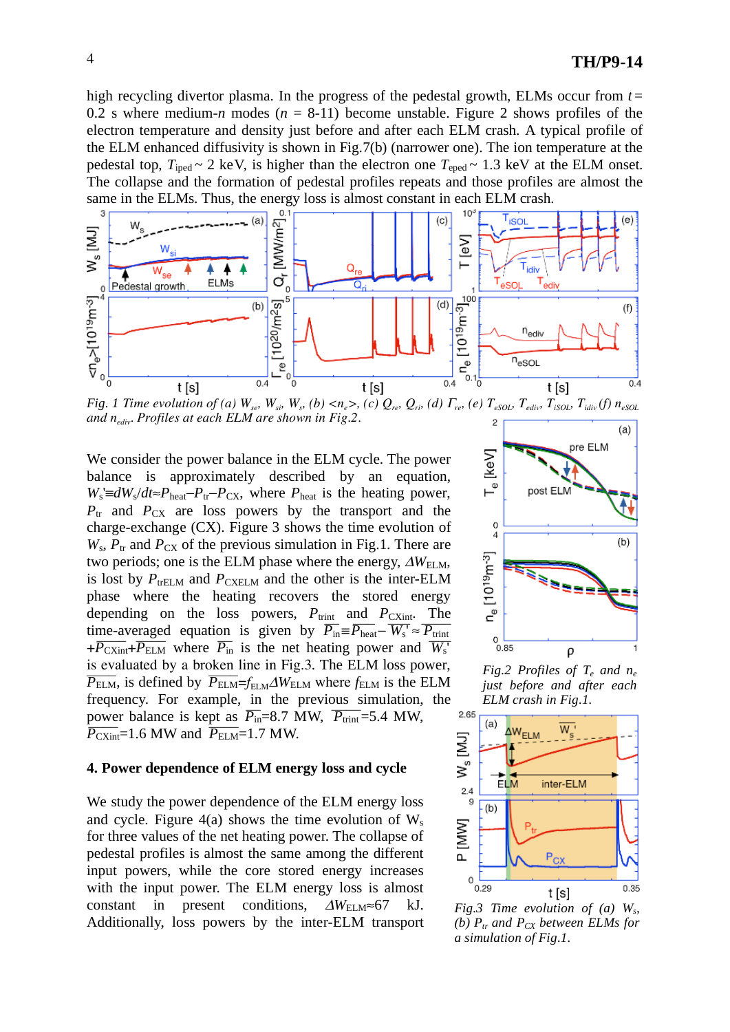high recycling divertor plasma. In the progress of the pedestal growth, ELMs occur from $t$ = 0.2 s where medium-$n$ modes ($n$ = 8-11) become unstable. Figure 2 shows profiles of the electron temperature and density just before and after each ELM crash. A typical profile of the ELM enhanced diffusivity is shown in Fig.7(b) (narrower one). The ion temperature at the pedestal top, $T_{\rm iped} \sim$ 2 keV, is higher than the electron one $T_{\rm eped} \sim$ 1.3 keV at the ELM onset. The collapse and the formation of pedestal profiles repeats and those profiles are almost the same in the ELMs. Thus, the energy loss is almost constant in each ELM crash.

*Fig. 1 Time evolution of (a) $W_{se}$, $W_{si}$, $W_s$, (b) $\langle n_e \rangle$, (c) $Q_{re}$, $Q_{ri}$, (d) $\Gamma_{re}$, (e) $T_{eSOL}$, $T_{ediv}$, $T_{iSOL}$, $T_{idiv}$ (f) $n_{eSOL}$ and $n_{ediv}$. Profiles at each ELM are shown in Fig.2.*

We consider the power balance in the ELM cycle. The power balance is approximately described by an equation, $W_s' \equiv dW_s/dt \approx P_{\rm heat} - P_{\rm tr} - P_{\rm CX}$, where $P_{\rm heat}$ is the heating power, $P_{\rm tr}$ and $P_{\rm CX}$ are loss powers by the transport and the charge-exchange (CX). Figure 3 shows the time evolution of $W_s$, $P_{\rm tr}$ and $P_{\rm CX}$ of the previous simulation in Fig.1. There are two periods; one is the ELM phase where the energy, $\Delta W_{\rm ELM}$, is lost by $P_{\rm trELM}$ and $P_{\rm CXELM}$ and the other is the inter-ELM phase where the heating recovers the stored energy depending on the loss powers, $P_{\rm trint}$ and $P_{\rm CXint}$. The time-averaged equation is given by $\overline{P_{\rm in}} \equiv \overline{P_{\rm heat}} - \overline{W_s'} \approx \overline{P_{\rm trint}} + \overline{P_{\rm CXint}} + \overline{P_{\rm ELM}}$ where $\overline{P_{\rm in}}$ is the net heating power and $\overline{W_s'}$ is evaluated by a broken line in Fig.3. The ELM loss power, $\overline{P_{\rm ELM}}$, is defined by $\overline{P_{\rm ELM}} = f_{\rm ELM} \Delta W_{\rm ELM}$ where $f_{\rm ELM}$ is the ELM frequency. For example, in the previous simulation, the power balance is kept as $\overline{P_{\rm in}}$=8.7 MW, $\overline{P_{\rm trint}}$=5.4 MW, $\overline{P_{\rm CXint}}$=1.6 MW and $\overline{P_{\rm ELM}}$=1.7 MW.

*Fig.2 Profiles of $T_e$ and $n_e$ just before and after each ELM crash in Fig.1.*

*Fig.3 Time evolution of (a) $W_s$, (b) $P_{tr}$ and $P_{CX}$ between ELMs for a simulation of Fig.1.*

## 4. Power dependence of ELM energy loss and cycle

We study the power dependence of the ELM energy loss and cycle. Figure 4(a) shows the time evolution of $W_s$ for three values of the net heating power. The collapse of pedestal profiles is almost the same among the different input powers, while the core stored energy increases with the input power. The ELM energy loss is almost constant in present conditions, $\Delta W_{\rm ELM} \approx 67$ kJ. Additionally, loss powers by the inter-ELM transport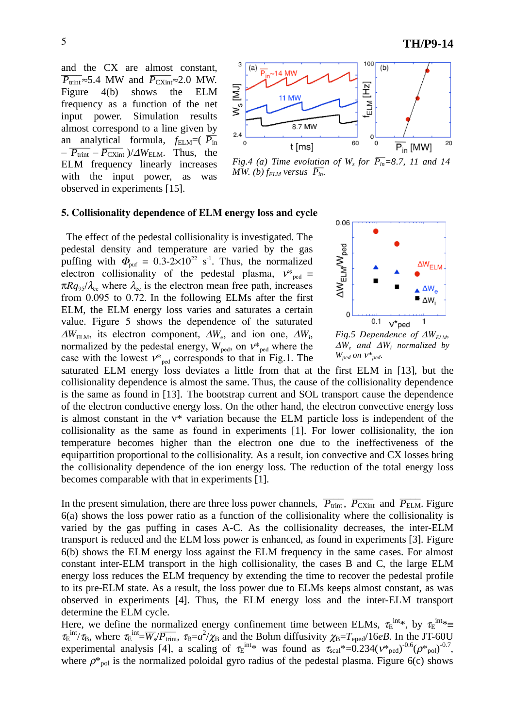and the CX are almost constant, $\overline{P_{\rm trint}}\approx 5.4$ MW and $\overline{P_{\rm CXint}}\approx 2.0$ MW. Figure 4(b) shows the ELM frequency as a function of the net input power. Simulation results almost correspond to a line given by an analytical formula, $f_{\rm ELM}=(\overline{P_{\rm in}} - \overline{P_{\rm trint}} - \overline{P_{\rm CXint}})/\Delta W_{\rm ELM}$. Thus, the ELM frequency linearly increases with the input power, as was observed in experiments [15].

*Fig.4 (a) Time evolution of $W_s$ for $\overline{P_{in}}$=8.7, 11 and 14 MW. (b) $f_{ELM}$ versus $\overline{P_{in}}$.*

## 5. Collisionality dependence of ELM energy loss and cycle

The effect of the pedestal collisionality is investigated. The pedestal density and temperature are varied by the gas puffing with $\Phi_{\rm puf}$ = 0.3-2×10$^{22}$ s$^{-1}$. Thus, the normalized electron collisionality of the pedestal plasma, $\nu^*_{\rm ped} = \pi R q_{95}/\lambda_{\rm ee}$ where $\lambda_{\rm ee}$ is the electron mean free path, increases from 0.095 to 0.72. In the following ELMs after the first ELM, the ELM energy loss varies and saturates a certain value. Figure 5 shows the dependence of the saturated $\Delta W_{\rm ELM}$, its electron component, $\Delta W_{\rm e}$, and ion one, $\Delta W_{\rm i}$, normalized by the pedestal energy, $W_{\rm ped}$, on $\nu^*_{\rm ped}$ where the case with the lowest $\nu^*_{\rm ped}$ corresponds to that in Fig.1. The saturated ELM energy loss deviates a little from that at the first ELM in [13], but the collisionality dependence is almost the same. Thus, the cause of the collisionality dependence is the same as found in [13]. The bootstrap current and SOL transport cause the dependence of the electron conductive energy loss. On the other hand, the electron convective energy loss is almost constant in the ν* variation because the ELM particle loss is independent of the collisionality as the same as found in experiments [1]. For lower collisionality, the ion temperature becomes higher than the electron one due to the ineffectiveness of the equipartition proportional to the collisionality. As a result, ion convective and CX losses bring the collisionality dependence of the ion energy loss. The reduction of the total energy loss becomes comparable with that in experiments [1].

*Fig.5 Dependence of $\Delta W_{ELM}$, $\Delta W_e$ and $\Delta W_i$ normalized by $W_{ped}$ on $\nu^*_{ped}$.*

In the present simulation, there are three loss power channels, $\overline{P_{\rm trint}}$, $\overline{P_{\rm CXint}}$ and $\overline{P_{\rm ELM}}$. Figure 6(a) shows the loss power ratio as a function of the collisionality where the collisionality is varied by the gas puffing in cases A-C. As the collisionality decreases, the inter-ELM transport is reduced and the ELM loss power is enhanced, as found in experiments [3]. Figure 6(b) shows the ELM energy loss against the ELM frequency in the same cases. For almost constant inter-ELM transport in the high collisionality, the cases B and C, the large ELM energy loss reduces the ELM frequency by extending the time to recover the pedestal profile to its pre-ELM state. As a result, the loss power due to ELMs keeps almost constant, as was observed in experiments [4]. Thus, the ELM energy loss and the inter-ELM transport determine the ELM cycle.
Here, we define the normalized energy confinement time between ELMs, $\tau_{\rm E}^{\rm int}*$, by $\tau_{\rm E}^{\rm int}*\equiv \tau_{\rm E}^{\rm int}/\tau_{\rm B}$, where $\tau_{\rm E}^{\rm int}=\overline{W_{\rm s}}/\overline{P_{\rm trint}}$, $\tau_{\rm B}=a^2/\chi_{\rm B}$ and the Bohm diffusivity $\chi_{\rm B}=T_{\rm eped}/16eB$. In the JT-60U experimental analysis [4], a scaling of $\tau_{\rm E}^{\rm int}*$ was found as $\tau_{\rm scal}*=0.234(\nu^*_{\rm ped})^{-0.6}(\rho^*_{\rm pol})^{-0.7}$, where $\rho^*_{\rm pol}$ is the normalized poloidal gyro radius of the pedestal plasma. Figure 6(c) shows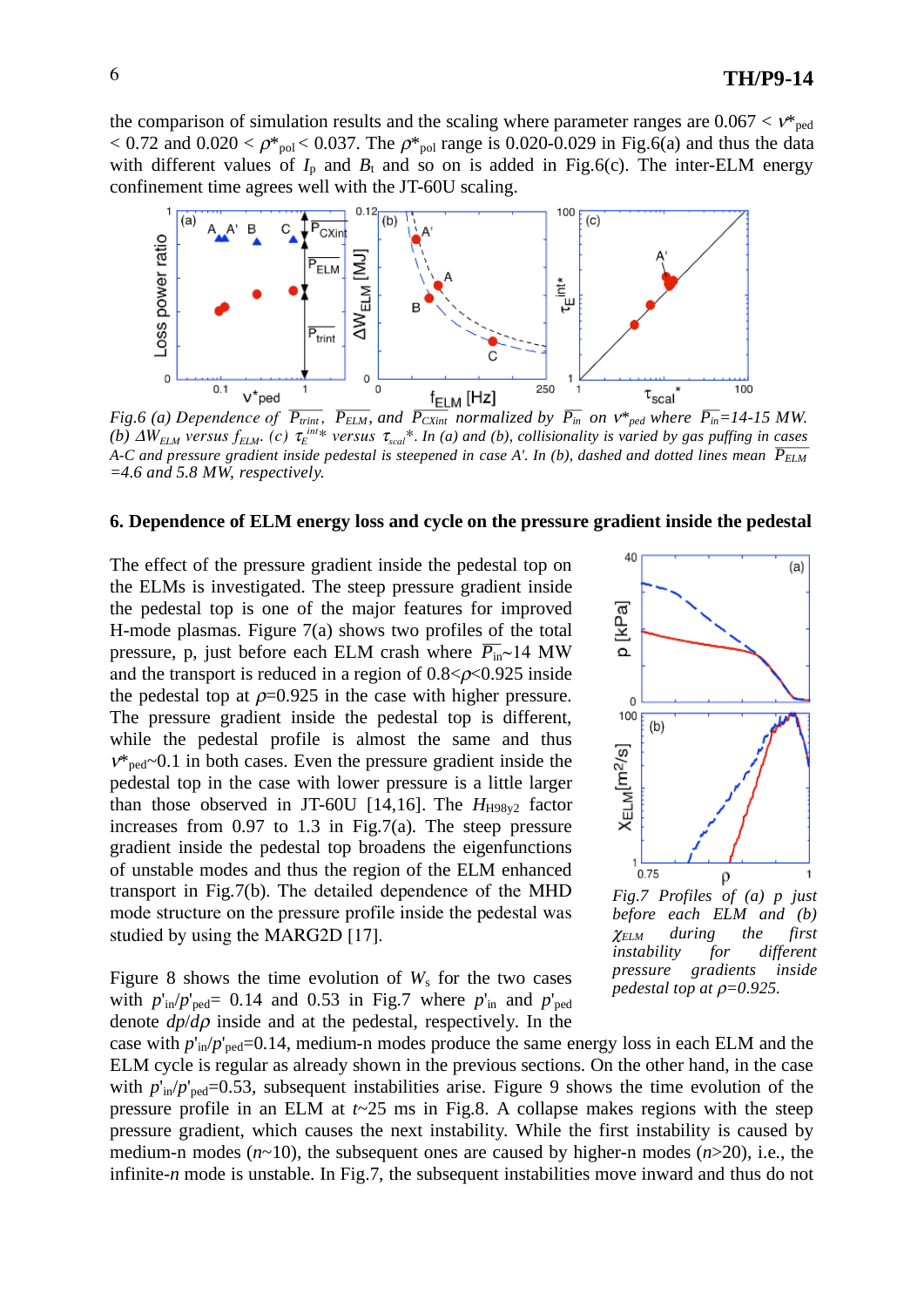the comparison of simulation results and the scaling where parameter ranges are $0.067 < \nu^*_{ped} < 0.72$ and $0.020 < \rho^*_{pol} < 0.037$. The $\rho^*_{pol}$ range is 0.020-0.029 in Fig.6(a) and thus the data with different values of $I_p$ and $B_t$ and so on is added in Fig.6(c). The inter-ELM energy confinement time agrees well with the JT-60U scaling.

*Fig.6 (a) Dependence of $\overline{P_{trint}}$, $\overline{P_{ELM}}$, and $\overline{P_{CXint}}$ normalized by $\overline{P_{in}}$ on $\nu^*_{ped}$ where $\overline{P_{in}}$=14-15 MW. (b) $\Delta W_{ELM}$ versus $f_{ELM}$. (c) $\tau_E^{int*}$ versus $\tau_{scal}^*$. In (a) and (b), collisionality is varied by gas puffing in cases A-C and pressure gradient inside pedestal is steepened in case A'. In (b), dashed and dotted lines mean $\overline{P_{ELM}}$ =4.6 and 5.8 MW, respectively.*

## 6. Dependence of ELM energy loss and cycle on the pressure gradient inside the pedestal

The effect of the pressure gradient inside the pedestal top on the ELMs is investigated. The steep pressure gradient inside the pedestal top is one of the major features for improved H-mode plasmas. Figure 7(a) shows two profiles of the total pressure, p, just before each ELM crash where $\overline{P_{in}}$~14 MW and the transport is reduced in a region of $0.8<\rho<0.925$ inside the pedestal top at $\rho$=0.925 in the case with higher pressure. The pressure gradient inside the pedestal top is different, while the pedestal profile is almost the same and thus $\nu^*_{ped}$~0.1 in both cases. Even the pressure gradient inside the pedestal top in the case with lower pressure is a little larger than those observed in JT-60U [14,16]. The $H_{H98y2}$ factor increases from 0.97 to 1.3 in Fig.7(a). The steep pressure gradient inside the pedestal top broadens the eigenfunctions of unstable modes and thus the region of the ELM enhanced transport in Fig.7(b). The detailed dependence of the MHD mode structure on the pressure profile inside the pedestal was studied by using the MARG2D [17].

*Fig.7 Profiles of (a) p just before each ELM and (b) $\chi_{ELM}$ during the first instability for different pressure gradients inside pedestal top at $\rho$=0.925.*

Figure 8 shows the time evolution of $W_s$ for the two cases with $p'_{in}/p'_{ped}$= 0.14 and 0.53 in Fig.7 where $p'_{in}$ and $p'_{ped}$ denote $dp/d\rho$ inside and at the pedestal, respectively. In the case with $p'_{in}/p'_{ped}$=0.14, medium-n modes produce the same energy loss in each ELM and the ELM cycle is regular as already shown in the previous sections. On the other hand, in the case with $p'_{in}/p'_{ped}$=0.53, subsequent instabilities arise. Figure 9 shows the time evolution of the pressure profile in an ELM at $t$~25 ms in Fig.8. A collapse makes regions with the steep pressure gradient, which causes the next instability. While the first instability is caused by medium-n modes ($n$~10), the subsequent ones are caused by higher-n modes ($n$>20), i.e., the infinite-$n$ mode is unstable. In Fig.7, the subsequent instabilities move inward and thus do not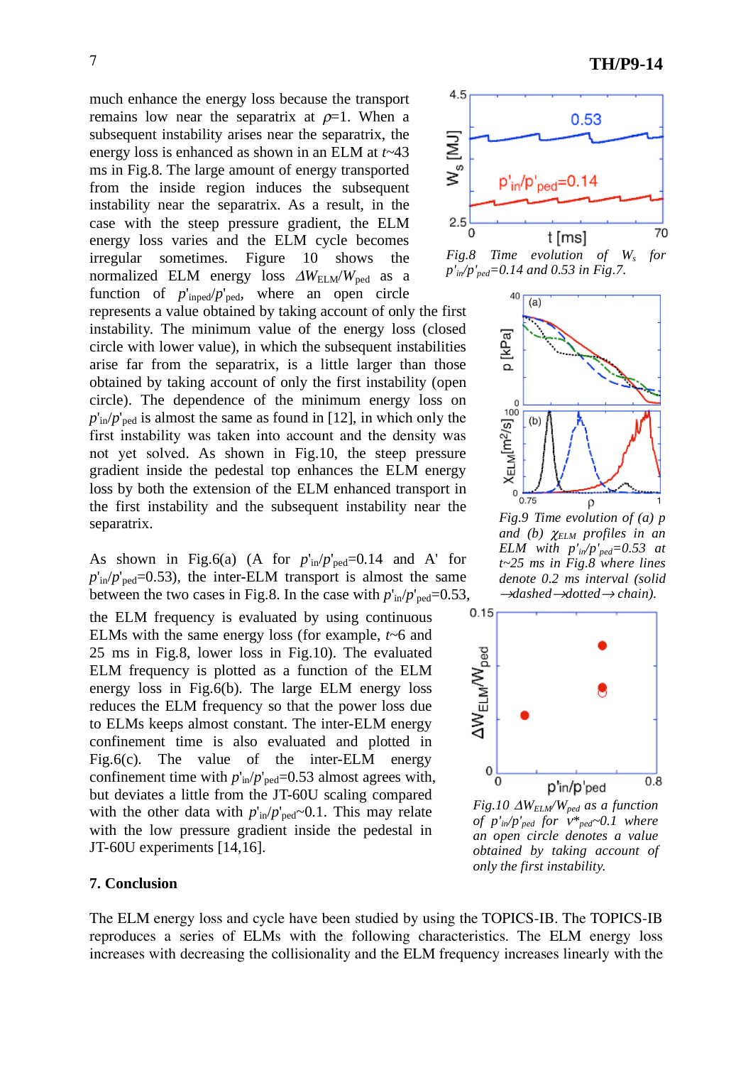much enhance the energy loss because the transport remains low near the separatrix at $\rho$=1. When a subsequent instability arises near the separatrix, the energy loss is enhanced as shown in an ELM at $t$~43 ms in Fig.8. The large amount of energy transported from the inside region induces the subsequent instability near the separatrix. As a result, in the case with the steep pressure gradient, the ELM energy loss varies and the ELM cycle becomes irregular sometimes. Figure 10 shows the normalized ELM energy loss $\Delta W_{ELM}/W_{ped}$ as a function of $p'_{inped}/p'_{ped}$, where an open circle represents a value obtained by taking account of only the first instability. The minimum value of the energy loss (closed circle with lower value), in which the subsequent instabilities arise far from the separatrix, is a little larger than those obtained by taking account of only the first instability (open circle). The dependence of the minimum energy loss on $p'_{in}/p'_{ped}$ is almost the same as found in [12], in which only the first instability was taken into account and the density was not yet solved. As shown in Fig.10, the steep pressure gradient inside the pedestal top enhances the ELM energy loss by both the extension of the ELM enhanced transport in the first instability and the subsequent instability near the separatrix.

*Fig.8 Time evolution of $W_s$ for $p'_{in}/p'_{ped}$=0.14 and 0.53 in Fig.7.*

*Fig.9 Time evolution of (a) p and (b) $\chi_{ELM}$ profiles in an ELM with $p'_{in}/p'_{ped}$=0.53 at t~25 ms in Fig.8 where lines denote 0.2 ms interval (solid →dashed→dotted→ chain).*

As shown in Fig.6(a) (A for $p'_{in}/p'_{ped}$=0.14 and A' for $p'_{in}/p'_{ped}$=0.53), the inter-ELM transport is almost the same between the two cases in Fig.8. In the case with $p'_{in}/p'_{ped}$=0.53, the ELM frequency is evaluated by using continuous ELMs with the same energy loss (for example, $t$~6 and 25 ms in Fig.8, lower loss in Fig.10). The evaluated ELM frequency is plotted as a function of the ELM energy loss in Fig.6(b). The large ELM energy loss reduces the ELM frequency so that the power loss due to ELMs keeps almost constant. The inter-ELM energy confinement time is also evaluated and plotted in Fig.6(c). The value of the inter-ELM energy confinement time with $p'_{in}/p'_{ped}$=0.53 almost agrees with, but deviates a little from the JT-60U scaling compared with the other data with $p'_{in}/p'_{ped}$~0.1. This may relate with the low pressure gradient inside the pedestal in JT-60U experiments [14,16].

*Fig.10 $\Delta W_{ELM}/W_{ped}$ as a function of $p'_{in}/p'_{ped}$ for $\nu^*_{ped}$~0.1 where an open circle denotes a value obtained by taking account of only the first instability.*

## 7. Conclusion

The ELM energy loss and cycle have been studied by using the TOPICS-IB. The TOPICS-IB reproduces a series of ELMs with the following characteristics. The ELM energy loss increases with decreasing the collisionality and the ELM frequency increases linearly with the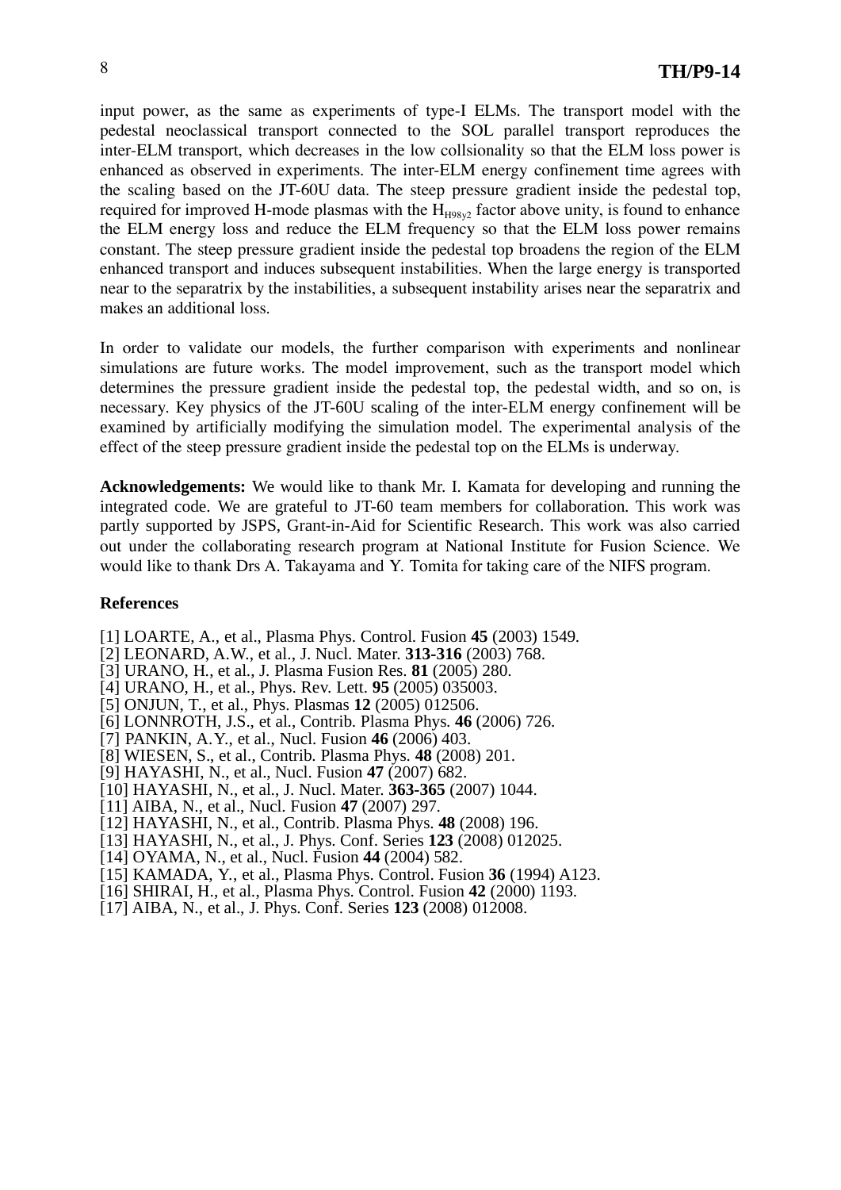input power, as the same as experiments of type-I ELMs. The transport model with the pedestal neoclassical transport connected to the SOL parallel transport reproduces the inter-ELM transport, which decreases in the low collsionality so that the ELM loss power is enhanced as observed in experiments. The inter-ELM energy confinement time agrees with the scaling based on the JT-60U data. The steep pressure gradient inside the pedestal top, required for improved H-mode plasmas with the $H_{H98y2}$ factor above unity, is found to enhance the ELM energy loss and reduce the ELM frequency so that the ELM loss power remains constant. The steep pressure gradient inside the pedestal top broadens the region of the ELM enhanced transport and induces subsequent instabilities. When the large energy is transported near to the separatrix by the instabilities, a subsequent instability arises near the separatrix and makes an additional loss.

In order to validate our models, the further comparison with experiments and nonlinear simulations are future works. The model improvement, such as the transport model which determines the pressure gradient inside the pedestal top, the pedestal width, and so on, is necessary. Key physics of the JT-60U scaling of the inter-ELM energy confinement will be examined by artificially modifying the simulation model. The experimental analysis of the effect of the steep pressure gradient inside the pedestal top on the ELMs is underway.

**Acknowledgements:** We would like to thank Mr. I. Kamata for developing and running the integrated code. We are grateful to JT-60 team members for collaboration. This work was partly supported by JSPS, Grant-in-Aid for Scientific Research. This work was also carried out under the collaborating research program at National Institute for Fusion Science. We would like to thank Drs A. Takayama and Y. Tomita for taking care of the NIFS program.

**References**

[1] LOARTE, A., et al., Plasma Phys. Control. Fusion **45** (2003) 1549.
[2] LEONARD, A.W., et al., J. Nucl. Mater. **313-316** (2003) 768.
[3] URANO, H., et al., J. Plasma Fusion Res. **81** (2005) 280.
[4] URANO, H., et al., Phys. Rev. Lett. **95** (2005) 035003.
[5] ONJUN, T., et al., Phys. Plasmas **12** (2005) 012506.
[6] LONNROTH, J.S., et al., Contrib. Plasma Phys. **46** (2006) 726.
[7] PANKIN, A.Y., et al., Nucl. Fusion **46** (2006) 403.
[8] WIESEN, S., et al., Contrib. Plasma Phys. **48** (2008) 201.
[9] HAYASHI, N., et al., Nucl. Fusion **47** (2007) 682.
[10] HAYASHI, N., et al., J. Nucl. Mater. **363-365** (2007) 1044.
[11] AIBA, N., et al., Nucl. Fusion **47** (2007) 297.
[12] HAYASHI, N., et al., Contrib. Plasma Phys. **48** (2008) 196.
[13] HAYASHI, N., et al., J. Phys. Conf. Series **123** (2008) 012025.
[14] OYAMA, N., et al., Nucl. Fusion **44** (2004) 582.
[15] KAMADA, Y., et al., Plasma Phys. Control. Fusion **36** (1994) A123.
[16] SHIRAI, H., et al., Plasma Phys. Control. Fusion **42** (2000) 1193.
[17] AIBA, N., et al., J. Phys. Conf. Series **123** (2008) 012008.